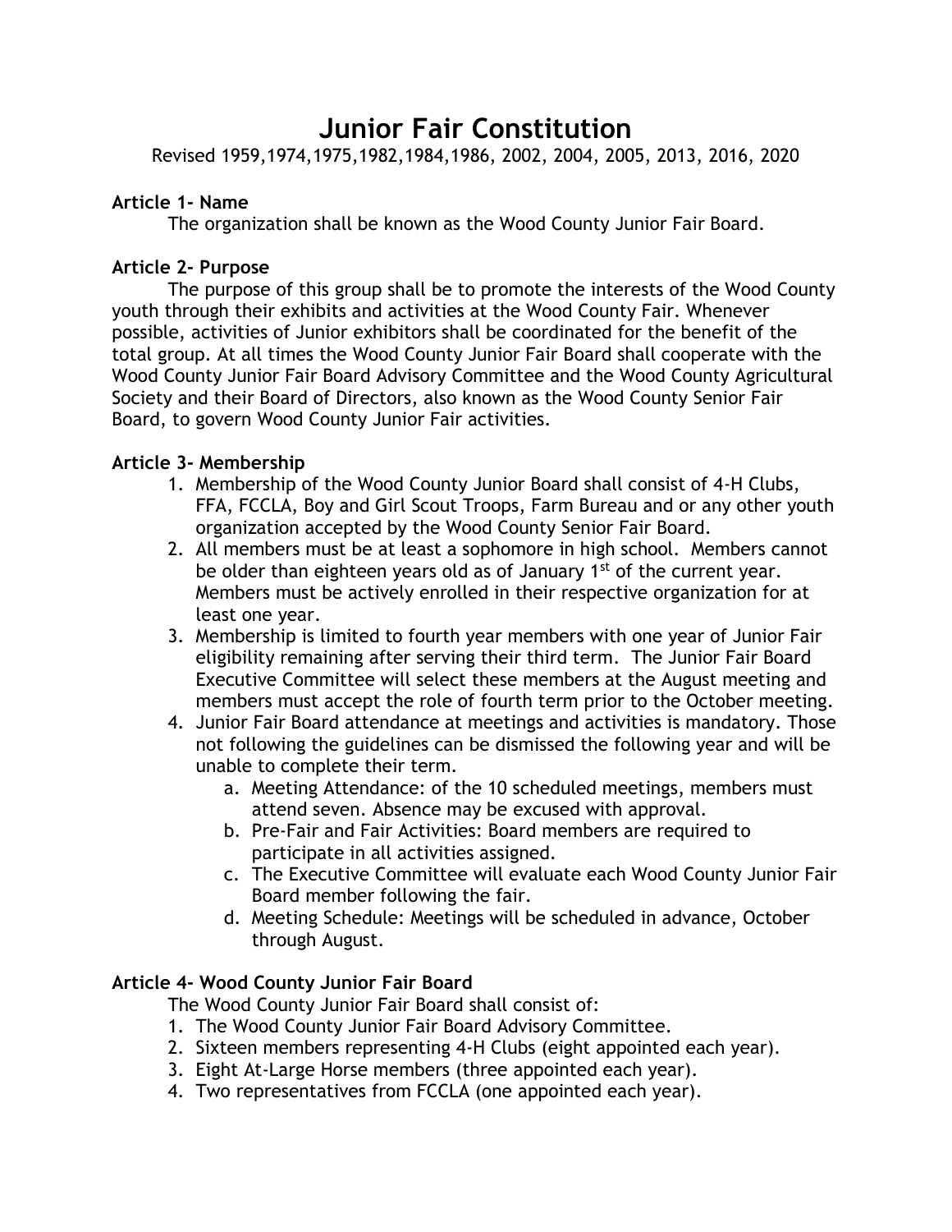# Junior Fair Constitution

Revised 1959,1974,1975,1982,1984,1986, 2002, 2004, 2005, 2013, 2016, 2020

**Article 1- Name**

The organization shall be known as the Wood County Junior Fair Board.

**Article 2- Purpose**

The purpose of this group shall be to promote the interests of the Wood County youth through their exhibits and activities at the Wood County Fair. Whenever possible, activities of Junior exhibitors shall be coordinated for the benefit of the total group. At all times the Wood County Junior Fair Board shall cooperate with the Wood County Junior Fair Board Advisory Committee and the Wood County Agricultural Society and their Board of Directors, also known as the Wood County Senior Fair Board, to govern Wood County Junior Fair activities.

**Article 3- Membership**

1. Membership of the Wood County Junior Board shall consist of 4-H Clubs, FFA, FCCLA, Boy and Girl Scout Troops, Farm Bureau and or any other youth organization accepted by the Wood County Senior Fair Board.
2. All members must be at least a sophomore in high school. Members cannot be older than eighteen years old as of January 1st of the current year. Members must be actively enrolled in their respective organization for at least one year.
3. Membership is limited to fourth year members with one year of Junior Fair eligibility remaining after serving their third term. The Junior Fair Board Executive Committee will select these members at the August meeting and members must accept the role of fourth term prior to the October meeting.
4. Junior Fair Board attendance at meetings and activities is mandatory. Those not following the guidelines can be dismissed the following year and will be unable to complete their term.
   a. Meeting Attendance: of the 10 scheduled meetings, members must attend seven. Absence may be excused with approval.
   b. Pre-Fair and Fair Activities: Board members are required to participate in all activities assigned.
   c. The Executive Committee will evaluate each Wood County Junior Fair Board member following the fair.
   d. Meeting Schedule: Meetings will be scheduled in advance, October through August.

**Article 4- Wood County Junior Fair Board**

The Wood County Junior Fair Board shall consist of:

1. The Wood County Junior Fair Board Advisory Committee.
2. Sixteen members representing 4-H Clubs (eight appointed each year).
3. Eight At-Large Horse members (three appointed each year).
4. Two representatives from FCCLA (one appointed each year).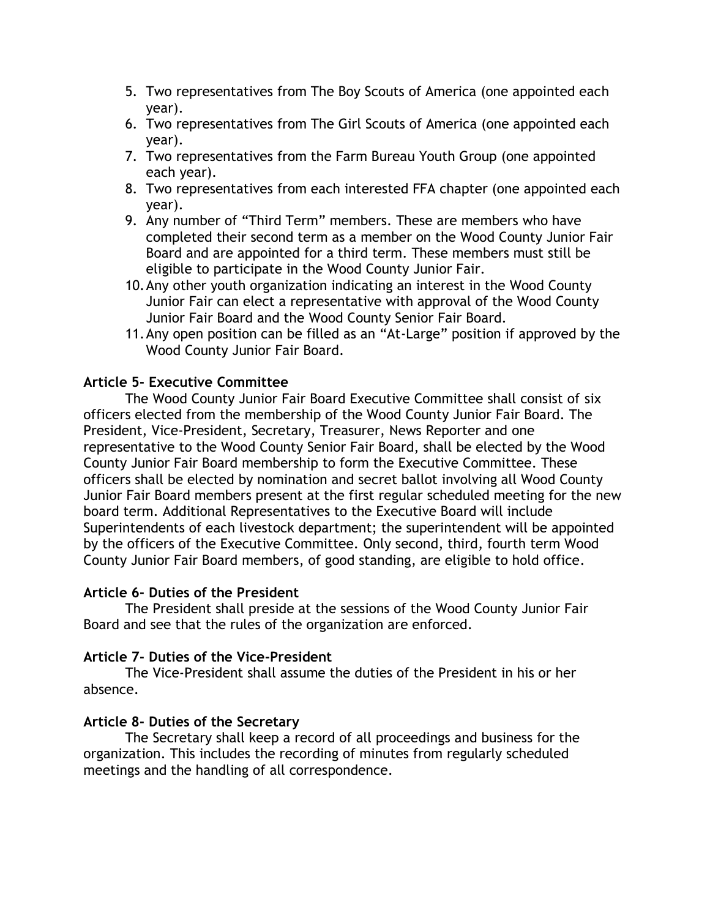5. Two representatives from The Boy Scouts of America (one appointed each year).
6. Two representatives from The Girl Scouts of America (one appointed each year).
7. Two representatives from the Farm Bureau Youth Group (one appointed each year).
8. Two representatives from each interested FFA chapter (one appointed each year).
9. Any number of "Third Term" members. These are members who have completed their second term as a member on the Wood County Junior Fair Board and are appointed for a third term. These members must still be eligible to participate in the Wood County Junior Fair.
10. Any other youth organization indicating an interest in the Wood County Junior Fair can elect a representative with approval of the Wood County Junior Fair Board and the Wood County Senior Fair Board.
11. Any open position can be filled as an "At-Large" position if approved by the Wood County Junior Fair Board.

**Article 5- Executive Committee**

The Wood County Junior Fair Board Executive Committee shall consist of six officers elected from the membership of the Wood County Junior Fair Board. The President, Vice-President, Secretary, Treasurer, News Reporter and one representative to the Wood County Senior Fair Board, shall be elected by the Wood County Junior Fair Board membership to form the Executive Committee. These officers shall be elected by nomination and secret ballot involving all Wood County Junior Fair Board members present at the first regular scheduled meeting for the new board term. Additional Representatives to the Executive Board will include Superintendents of each livestock department; the superintendent will be appointed by the officers of the Executive Committee. Only second, third, fourth term Wood County Junior Fair Board members, of good standing, are eligible to hold office.

**Article 6- Duties of the President**

The President shall preside at the sessions of the Wood County Junior Fair Board and see that the rules of the organization are enforced.

**Article 7- Duties of the Vice-President**

The Vice-President shall assume the duties of the President in his or her absence.

**Article 8- Duties of the Secretary**

The Secretary shall keep a record of all proceedings and business for the organization. This includes the recording of minutes from regularly scheduled meetings and the handling of all correspondence.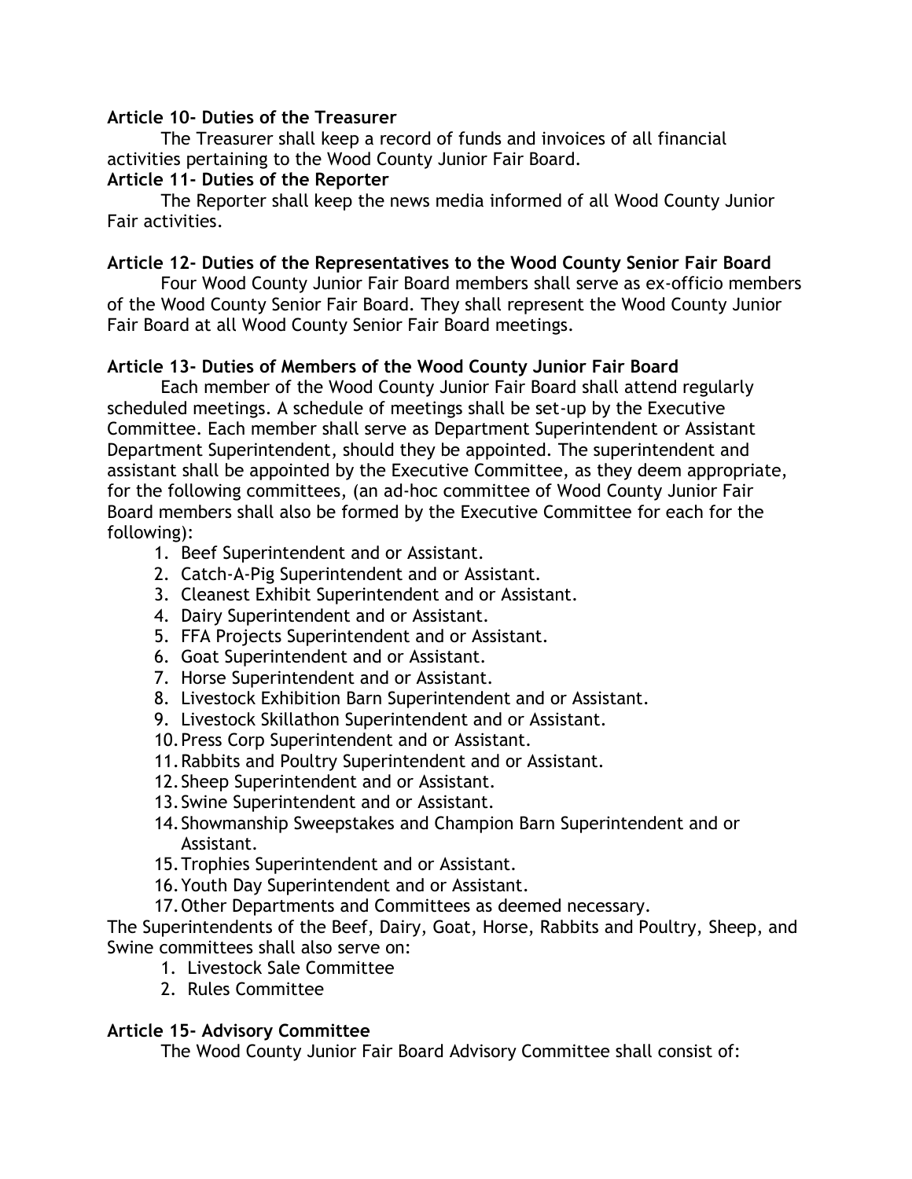**Article 10- Duties of the Treasurer**

The Treasurer shall keep a record of funds and invoices of all financial activities pertaining to the Wood County Junior Fair Board.

**Article 11- Duties of the Reporter**

The Reporter shall keep the news media informed of all Wood County Junior Fair activities.

**Article 12- Duties of the Representatives to the Wood County Senior Fair Board**

Four Wood County Junior Fair Board members shall serve as ex-officio members of the Wood County Senior Fair Board. They shall represent the Wood County Junior Fair Board at all Wood County Senior Fair Board meetings.

**Article 13- Duties of Members of the Wood County Junior Fair Board**

Each member of the Wood County Junior Fair Board shall attend regularly scheduled meetings. A schedule of meetings shall be set-up by the Executive Committee. Each member shall serve as Department Superintendent or Assistant Department Superintendent, should they be appointed. The superintendent and assistant shall be appointed by the Executive Committee, as they deem appropriate, for the following committees, (an ad-hoc committee of Wood County Junior Fair Board members shall also be formed by the Executive Committee for each for the following):

1. Beef Superintendent and or Assistant.
2. Catch-A-Pig Superintendent and or Assistant.
3. Cleanest Exhibit Superintendent and or Assistant.
4. Dairy Superintendent and or Assistant.
5. FFA Projects Superintendent and or Assistant.
6. Goat Superintendent and or Assistant.
7. Horse Superintendent and or Assistant.
8. Livestock Exhibition Barn Superintendent and or Assistant.
9. Livestock Skillathon Superintendent and or Assistant.
10. Press Corp Superintendent and or Assistant.
11. Rabbits and Poultry Superintendent and or Assistant.
12. Sheep Superintendent and or Assistant.
13. Swine Superintendent and or Assistant.
14. Showmanship Sweepstakes and Champion Barn Superintendent and or Assistant.
15. Trophies Superintendent and or Assistant.
16. Youth Day Superintendent and or Assistant.
17. Other Departments and Committees as deemed necessary.

The Superintendents of the Beef, Dairy, Goat, Horse, Rabbits and Poultry, Sheep, and Swine committees shall also serve on:

1. Livestock Sale Committee
2. Rules Committee

**Article 15- Advisory Committee**

The Wood County Junior Fair Board Advisory Committee shall consist of: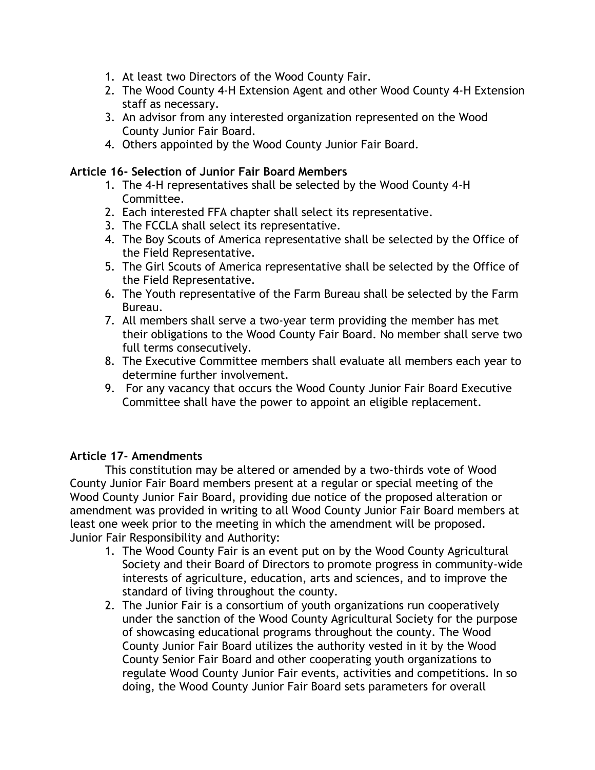1. At least two Directors of the Wood County Fair.
2. The Wood County 4-H Extension Agent and other Wood County 4-H Extension staff as necessary.
3. An advisor from any interested organization represented on the Wood County Junior Fair Board.
4. Others appointed by the Wood County Junior Fair Board.

**Article 16- Selection of Junior Fair Board Members**

1. The 4-H representatives shall be selected by the Wood County 4-H Committee.
2. Each interested FFA chapter shall select its representative.
3. The FCCLA shall select its representative.
4. The Boy Scouts of America representative shall be selected by the Office of the Field Representative.
5. The Girl Scouts of America representative shall be selected by the Office of the Field Representative.
6. The Youth representative of the Farm Bureau shall be selected by the Farm Bureau.
7. All members shall serve a two-year term providing the member has met their obligations to the Wood County Fair Board. No member shall serve two full terms consecutively.
8. The Executive Committee members shall evaluate all members each year to determine further involvement.
9. For any vacancy that occurs the Wood County Junior Fair Board Executive Committee shall have the power to appoint an eligible replacement.

**Article 17- Amendments**

This constitution may be altered or amended by a two-thirds vote of Wood County Junior Fair Board members present at a regular or special meeting of the Wood County Junior Fair Board, providing due notice of the proposed alteration or amendment was provided in writing to all Wood County Junior Fair Board members at least one week prior to the meeting in which the amendment will be proposed.
Junior Fair Responsibility and Authority:

1. The Wood County Fair is an event put on by the Wood County Agricultural Society and their Board of Directors to promote progress in community-wide interests of agriculture, education, arts and sciences, and to improve the standard of living throughout the county.
2. The Junior Fair is a consortium of youth organizations run cooperatively under the sanction of the Wood County Agricultural Society for the purpose of showcasing educational programs throughout the county. The Wood County Junior Fair Board utilizes the authority vested in it by the Wood County Senior Fair Board and other cooperating youth organizations to regulate Wood County Junior Fair events, activities and competitions. In so doing, the Wood County Junior Fair Board sets parameters for overall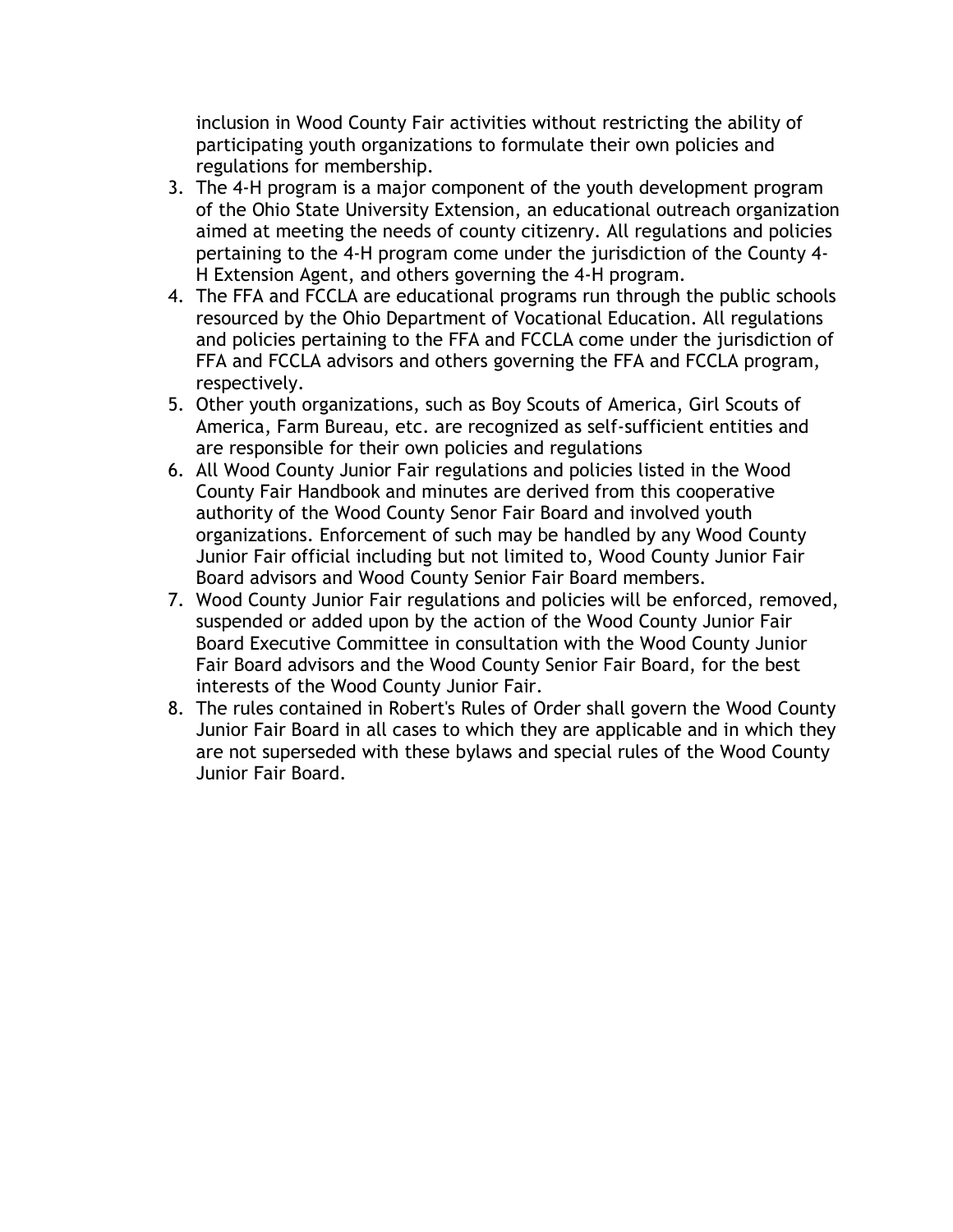inclusion in Wood County Fair activities without restricting the ability of participating youth organizations to formulate their own policies and regulations for membership.

3. The 4-H program is a major component of the youth development program of the Ohio State University Extension, an educational outreach organization aimed at meeting the needs of county citizenry. All regulations and policies pertaining to the 4-H program come under the jurisdiction of the County 4-H Extension Agent, and others governing the 4-H program.
4. The FFA and FCCLA are educational programs run through the public schools resourced by the Ohio Department of Vocational Education. All regulations and policies pertaining to the FFA and FCCLA come under the jurisdiction of FFA and FCCLA advisors and others governing the FFA and FCCLA program, respectively.
5. Other youth organizations, such as Boy Scouts of America, Girl Scouts of America, Farm Bureau, etc. are recognized as self-sufficient entities and are responsible for their own policies and regulations
6. All Wood County Junior Fair regulations and policies listed in the Wood County Fair Handbook and minutes are derived from this cooperative authority of the Wood County Senor Fair Board and involved youth organizations. Enforcement of such may be handled by any Wood County Junior Fair official including but not limited to, Wood County Junior Fair Board advisors and Wood County Senior Fair Board members.
7. Wood County Junior Fair regulations and policies will be enforced, removed, suspended or added upon by the action of the Wood County Junior Fair Board Executive Committee in consultation with the Wood County Junior Fair Board advisors and the Wood County Senior Fair Board, for the best interests of the Wood County Junior Fair.
8. The rules contained in Robert's Rules of Order shall govern the Wood County Junior Fair Board in all cases to which they are applicable and in which they are not superseded with these bylaws and special rules of the Wood County Junior Fair Board.